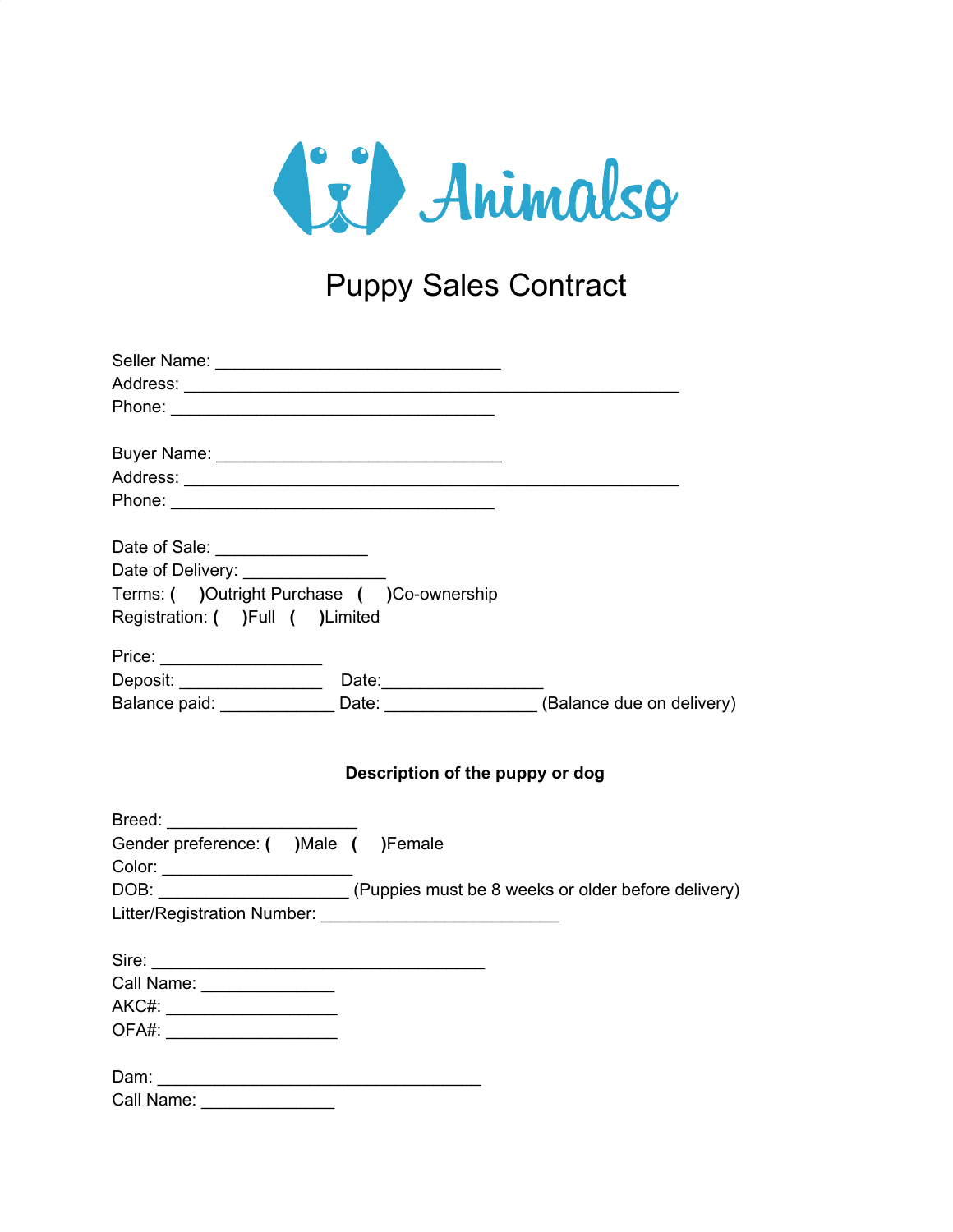Animalso

# Puppy Sales Contract

Seller Name: ______________________________
Address: ____________________________________________________
Phone: __________________________________

Buyer Name: ______________________________
Address: ____________________________________________________
Phone: __________________________________

Date of Sale: ________________
Date of Delivery: _______________
Terms: ( )Outright Purchase ( )Co-ownership
Registration: ( )Full ( )Limited

Price: _________________
Deposit: _______________ Date:_________________
Balance paid: ____________ Date: ________________ (Balance due on delivery)

**Description of the puppy or dog**

Breed: ____________________
Gender preference: ( )Male ( )Female
Color: ____________________
DOB: ____________________ (Puppies must be 8 weeks or older before delivery)
Litter/Registration Number: _________________________

Sire: ___________________________________
Call Name: ______________
AKC#: __________________
OFA#: __________________

Dam: ___________________________________
Call Name: ______________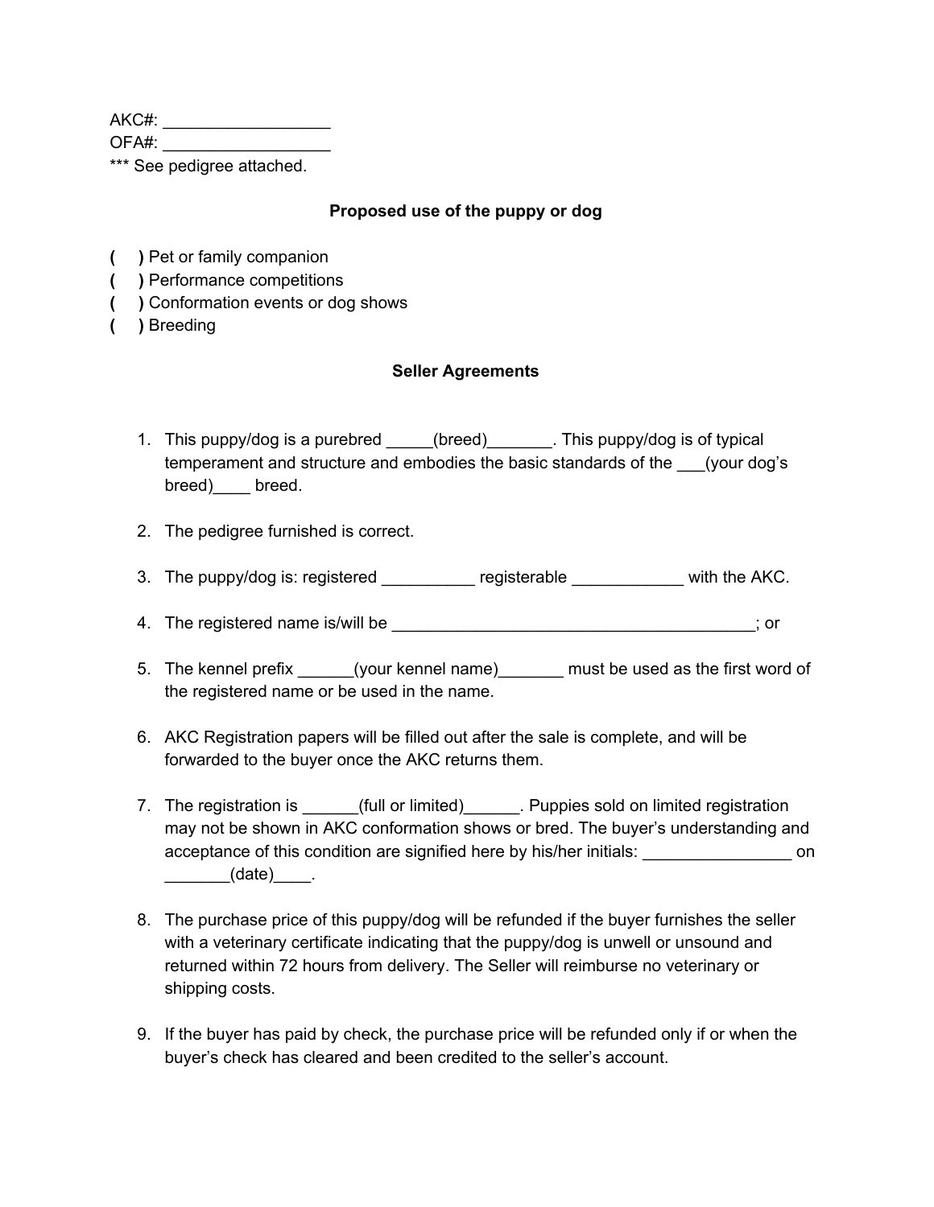AKC#: __________________

OFA#: __________________

*** See pedigree attached.

**Proposed use of the puppy or dog**

**(     )** Pet or family companion
**(     )** Performance competitions
**(     )** Conformation events or dog shows
**(     )** Breeding

**Seller Agreements**

1. This puppy/dog is a purebred _____(breed)_______. This puppy/dog is of typical temperament and structure and embodies the basic standards of the ___(your dog's breed)____ breed.

2. The pedigree furnished is correct.

3. The puppy/dog is: registered __________ registerable ____________ with the AKC.

4. The registered name is/will be ________________________________________; or

5. The kennel prefix ______(your kennel name)_______ must be used as the first word of the registered name or be used in the name.

6. AKC Registration papers will be filled out after the sale is complete, and will be forwarded to the buyer once the AKC returns them.

7. The registration is ______(full or limited)______. Puppies sold on limited registration may not be shown in AKC conformation shows or bred. The buyer's understanding and acceptance of this condition are signified here by his/her initials: ________________ on _______(date)____.

8. The purchase price of this puppy/dog will be refunded if the buyer furnishes the seller with a veterinary certificate indicating that the puppy/dog is unwell or unsound and returned within 72 hours from delivery. The Seller will reimburse no veterinary or shipping costs.

9. If the buyer has paid by check, the purchase price will be refunded only if or when the buyer's check has cleared and been credited to the seller's account.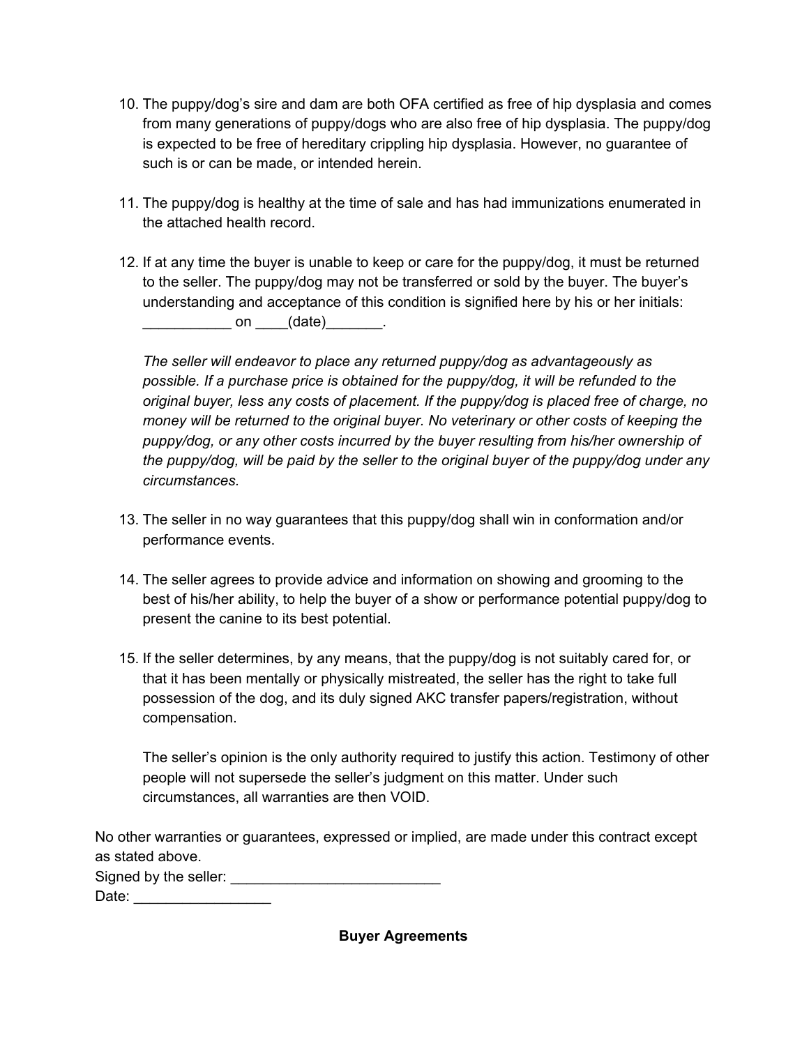10. The puppy/dog's sire and dam are both OFA certified as free of hip dysplasia and comes from many generations of puppy/dogs who are also free of hip dysplasia. The puppy/dog is expected to be free of hereditary crippling hip dysplasia. However, no guarantee of such is or can be made, or intended herein.

11. The puppy/dog is healthy at the time of sale and has had immunizations enumerated in the attached health record.

12. If at any time the buyer is unable to keep or care for the puppy/dog, it must be returned to the seller. The puppy/dog may not be transferred or sold by the buyer. The buyer's understanding and acceptance of this condition is signified here by his or her initials: ___________ on ____(date)_______.

    *The seller will endeavor to place any returned puppy/dog as advantageously as possible. If a purchase price is obtained for the puppy/dog, it will be refunded to the original buyer, less any costs of placement. If the puppy/dog is placed free of charge, no money will be returned to the original buyer. No veterinary or other costs of keeping the puppy/dog, or any other costs incurred by the buyer resulting from his/her ownership of the puppy/dog, will be paid by the seller to the original buyer of the puppy/dog under any circumstances.*

13. The seller in no way guarantees that this puppy/dog shall win in conformation and/or performance events.

14. The seller agrees to provide advice and information on showing and grooming to the best of his/her ability, to help the buyer of a show or performance potential puppy/dog to present the canine to its best potential.

15. If the seller determines, by any means, that the puppy/dog is not suitably cared for, or that it has been mentally or physically mistreated, the seller has the right to take full possession of the dog, and its duly signed AKC transfer papers/registration, without compensation.

    The seller's opinion is the only authority required to justify this action. Testimony of other people will not supersede the seller's judgment on this matter. Under such circumstances, all warranties are then VOID.

No other warranties or guarantees, expressed or implied, are made under this contract except as stated above.
Signed by the seller: __________________________
Date: _________________

**Buyer Agreements**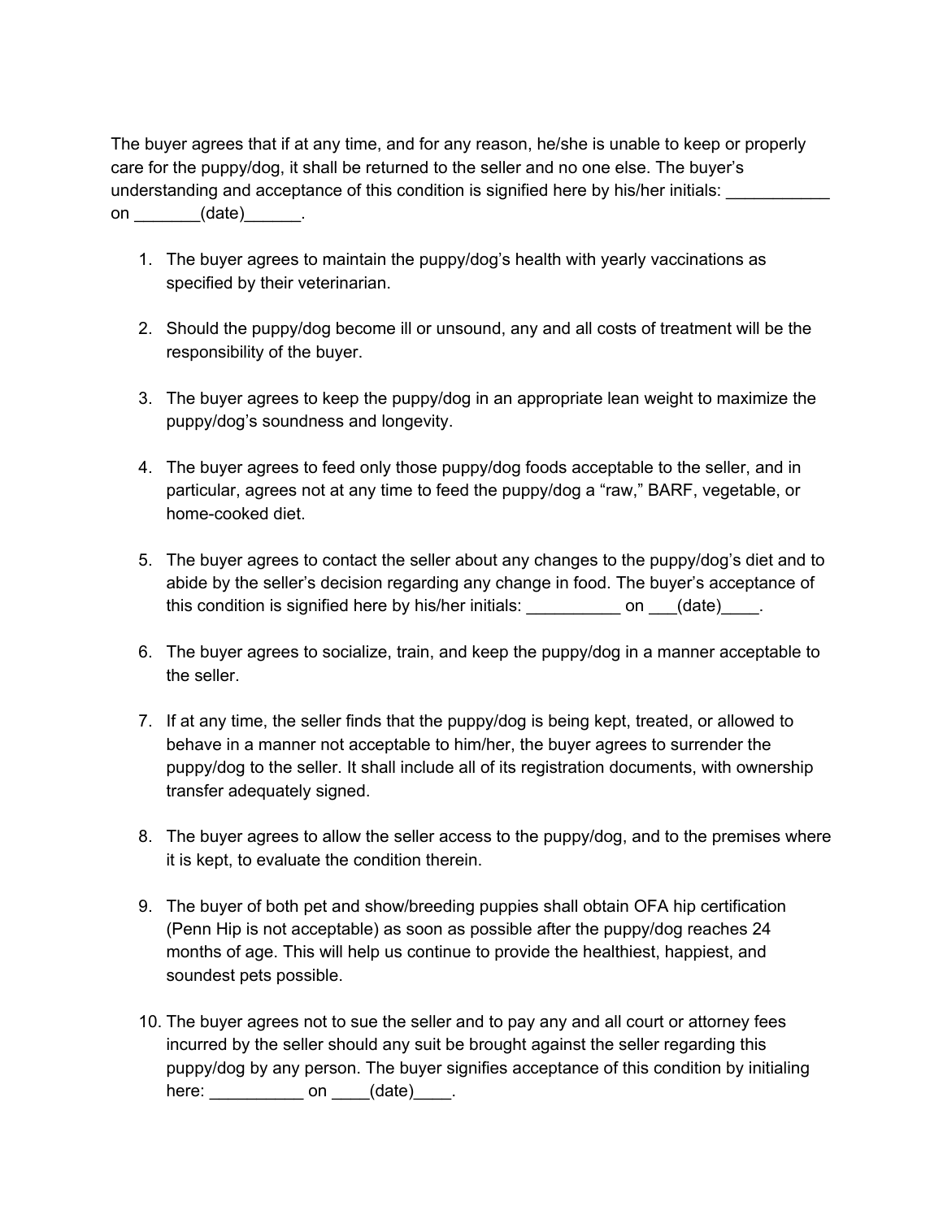The buyer agrees that if at any time, and for any reason, he/she is unable to keep or properly care for the puppy/dog, it shall be returned to the seller and no one else. The buyer's understanding and acceptance of this condition is signified here by his/her initials: ___________ on _______(date)______.

1. The buyer agrees to maintain the puppy/dog's health with yearly vaccinations as specified by their veterinarian.

2. Should the puppy/dog become ill or unsound, any and all costs of treatment will be the responsibility of the buyer.

3. The buyer agrees to keep the puppy/dog in an appropriate lean weight to maximize the puppy/dog's soundness and longevity.

4. The buyer agrees to feed only those puppy/dog foods acceptable to the seller, and in particular, agrees not at any time to feed the puppy/dog a "raw," BARF, vegetable, or home-cooked diet.

5. The buyer agrees to contact the seller about any changes to the puppy/dog's diet and to abide by the seller's decision regarding any change in food. The buyer's acceptance of this condition is signified here by his/her initials: __________ on ___(date)____.

6. The buyer agrees to socialize, train, and keep the puppy/dog in a manner acceptable to the seller.

7. If at any time, the seller finds that the puppy/dog is being kept, treated, or allowed to behave in a manner not acceptable to him/her, the buyer agrees to surrender the puppy/dog to the seller. It shall include all of its registration documents, with ownership transfer adequately signed.

8. The buyer agrees to allow the seller access to the puppy/dog, and to the premises where it is kept, to evaluate the condition therein.

9. The buyer of both pet and show/breeding puppies shall obtain OFA hip certification (Penn Hip is not acceptable) as soon as possible after the puppy/dog reaches 24 months of age. This will help us continue to provide the healthiest, happiest, and soundest pets possible.

10. The buyer agrees not to sue the seller and to pay any and all court or attorney fees incurred by the seller should any suit be brought against the seller regarding this puppy/dog by any person. The buyer signifies acceptance of this condition by initialing here: __________ on ____(date)____.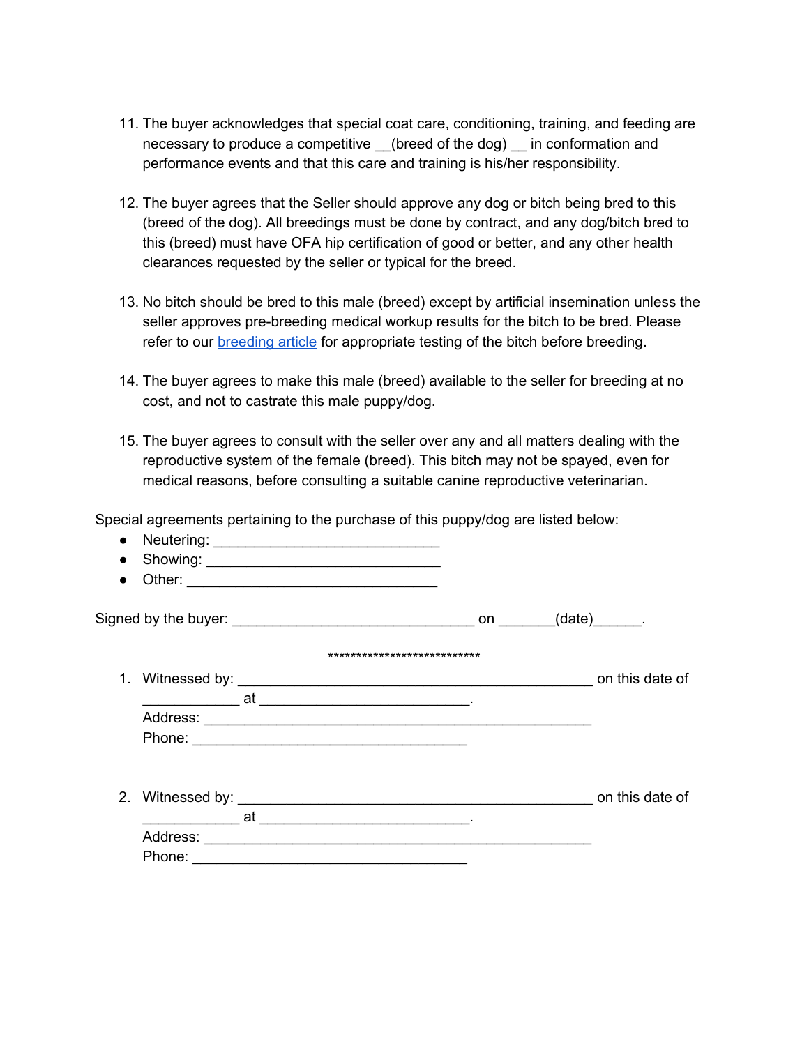11. The buyer acknowledges that special coat care, conditioning, training, and feeding are necessary to produce a competitive __(breed of the dog) __ in conformation and performance events and that this care and training is his/her responsibility.

12. The buyer agrees that the Seller should approve any dog or bitch being bred to this (breed of the dog). All breedings must be done by contract, and any dog/bitch bred to this (breed) must have OFA hip certification of good or better, and any other health clearances requested by the seller or typical for the breed.

13. No bitch should be bred to this male (breed) except by artificial insemination unless the seller approves pre-breeding medical workup results for the bitch to be bred. Please refer to our breeding article for appropriate testing of the bitch before breeding.

14. The buyer agrees to make this male (breed) available to the seller for breeding at no cost, and not to castrate this male puppy/dog.

15. The buyer agrees to consult with the seller over any and all matters dealing with the reproductive system of the female (breed). This bitch may not be spayed, even for medical reasons, before consulting a suitable canine reproductive veterinarian.

Special agreements pertaining to the purchase of this puppy/dog are listed below:

- Neutering: ____________________________
- Showing: _____________________________
- Other: _______________________________

Signed by the buyer: ______________________________ on _______(date)______.

****************************

1. Witnessed by: ____________________________________________ on this date of ____________ at __________________________.
   Address: ________________________________________________
   Phone: __________________________________

2. Witnessed by: ____________________________________________ on this date of ____________ at __________________________.
   Address: ________________________________________________
   Phone: __________________________________